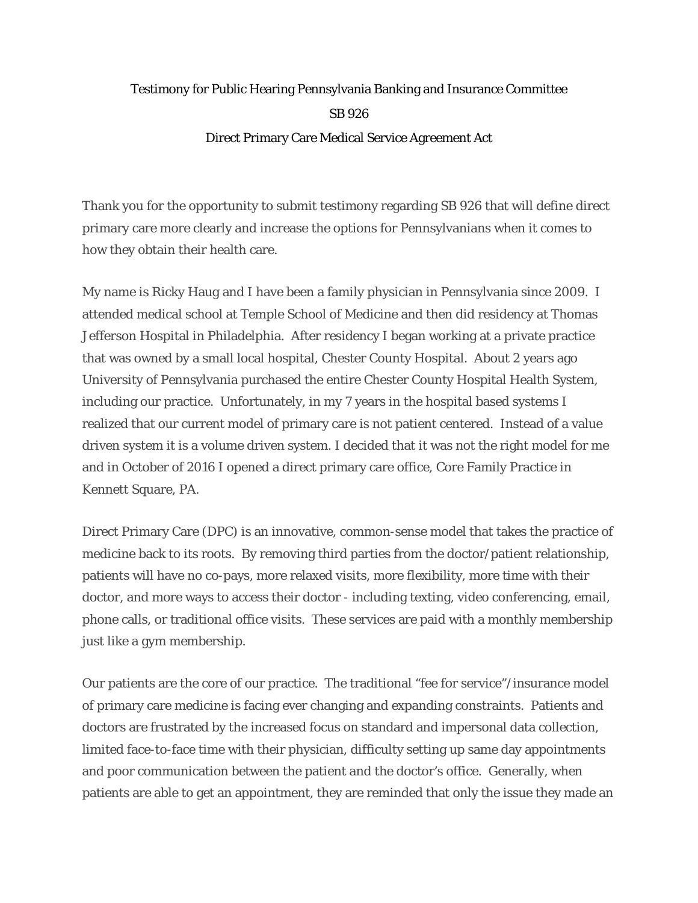Testimony for Public Hearing Pennsylvania Banking and Insurance Committee

SB 926

Direct Primary Care Medical Service Agreement Act

Thank you for the opportunity to submit testimony regarding SB 926 that will define direct primary care more clearly and increase the options for Pennsylvanians when it comes to how they obtain their health care.

My name is Ricky Haug and I have been a family physician in Pennsylvania since 2009. I attended medical school at Temple School of Medicine and then did residency at Thomas Jefferson Hospital in Philadelphia. After residency I began working at a private practice that was owned by a small local hospital, Chester County Hospital. About 2 years ago University of Pennsylvania purchased the entire Chester County Hospital Health System, including our practice. Unfortunately, in my 7 years in the hospital based systems I realized that our current model of primary care is not patient centered. Instead of a value driven system it is a volume driven system. I decided that it was not the right model for me and in October of 2016 I opened a direct primary care office, Core Family Practice in Kennett Square, PA.

Direct Primary Care (DPC) is an innovative, common-sense model that takes the practice of medicine back to its roots. By removing third parties from the doctor/patient relationship, patients will have no co-pays, more relaxed visits, more flexibility, more time with their doctor, and more ways to access their doctor - including texting, video conferencing, email, phone calls, or traditional office visits. These services are paid with a monthly membership just like a gym membership.

Our patients are the core of our practice. The traditional "fee for service"/insurance model of primary care medicine is facing ever changing and expanding constraints. Patients and doctors are frustrated by the increased focus on standard and impersonal data collection, limited face-to-face time with their physician, difficulty setting up same day appointments and poor communication between the patient and the doctor's office. Generally, when patients are able to get an appointment, they are reminded that only the issue they made an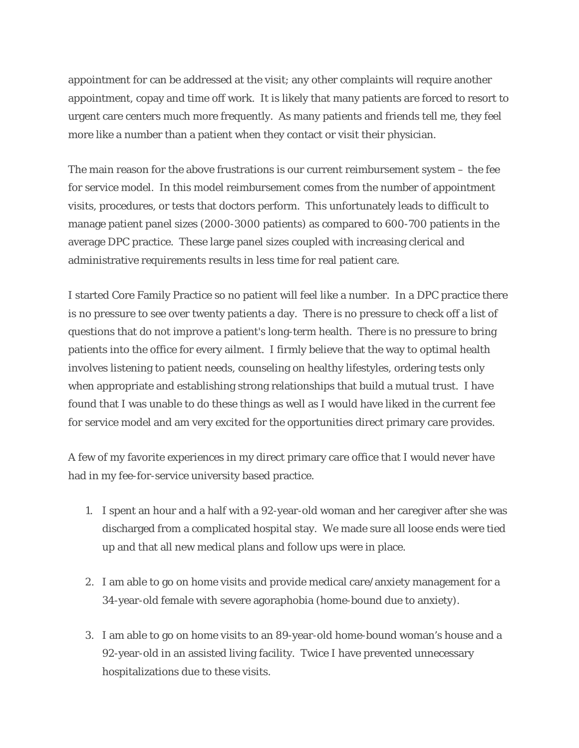appointment for can be addressed at the visit; any other complaints will require another appointment, copay and time off work. It is likely that many patients are forced to resort to urgent care centers much more frequently. As many patients and friends tell me, they feel more like a number than a patient when they contact or visit their physician.

The main reason for the above frustrations is our current reimbursement system – the fee for service model. In this model reimbursement comes from the number of appointment visits, procedures, or tests that doctors perform. This unfortunately leads to difficult to manage patient panel sizes (2000-3000 patients) as compared to 600-700 patients in the average DPC practice. These large panel sizes coupled with increasing clerical and administrative requirements results in less time for real patient care.

I started Core Family Practice so no patient will feel like a number. In a DPC practice there is no pressure to see over twenty patients a day. There is no pressure to check off a list of questions that do not improve a patient's long-term health. There is no pressure to bring patients into the office for every ailment. I firmly believe that the way to optimal health involves listening to patient needs, counseling on healthy lifestyles, ordering tests only when appropriate and establishing strong relationships that build a mutual trust. I have found that I was unable to do these things as well as I would have liked in the current fee for service model and am very excited for the opportunities direct primary care provides.

A few of my favorite experiences in my direct primary care office that I would never have had in my fee-for-service university based practice.

1. I spent an hour and a half with a 92-year-old woman and her caregiver after she was discharged from a complicated hospital stay. We made sure all loose ends were tied up and that all new medical plans and follow ups were in place.

2. I am able to go on home visits and provide medical care/anxiety management for a 34-year-old female with severe agoraphobia (home-bound due to anxiety).

3. I am able to go on home visits to an 89-year-old home-bound woman's house and a 92-year-old in an assisted living facility. Twice I have prevented unnecessary hospitalizations due to these visits.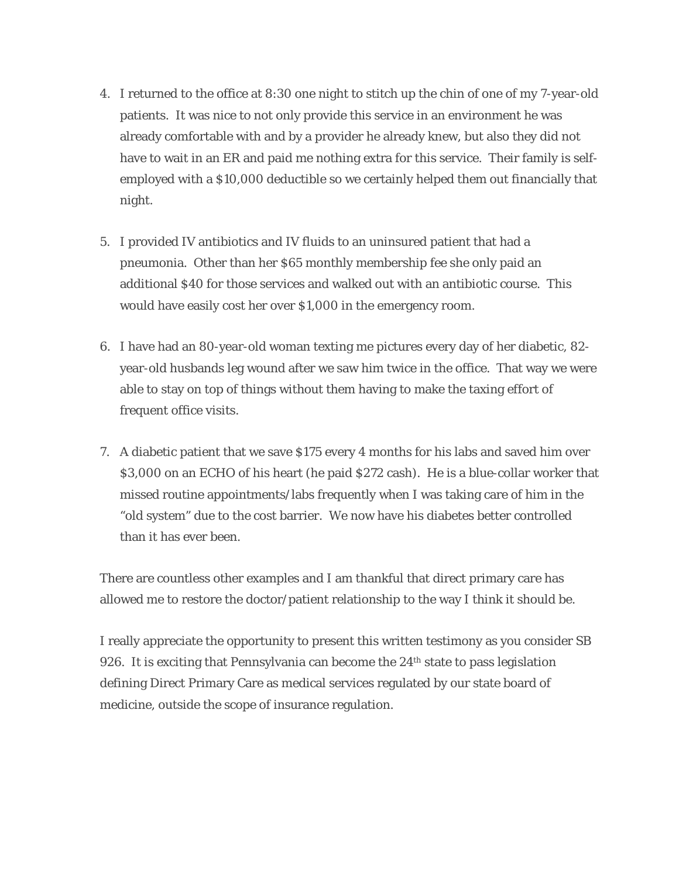4. I returned to the office at 8:30 one night to stitch up the chin of one of my 7-year-old patients. It was nice to not only provide this service in an environment he was already comfortable with and by a provider he already knew, but also they did not have to wait in an ER and paid me nothing extra for this service. Their family is self-employed with a $10,000 deductible so we certainly helped them out financially that night.

5. I provided IV antibiotics and IV fluids to an uninsured patient that had a pneumonia. Other than her $65 monthly membership fee she only paid an additional $40 for those services and walked out with an antibiotic course. This would have easily cost her over $1,000 in the emergency room.

6. I have had an 80-year-old woman texting me pictures every day of her diabetic, 82-year-old husbands leg wound after we saw him twice in the office. That way we were able to stay on top of things without them having to make the taxing effort of frequent office visits.

7. A diabetic patient that we save $175 every 4 months for his labs and saved him over $3,000 on an ECHO of his heart (he paid $272 cash). He is a blue-collar worker that missed routine appointments/labs frequently when I was taking care of him in the "old system" due to the cost barrier. We now have his diabetes better controlled than it has ever been.

There are countless other examples and I am thankful that direct primary care has allowed me to restore the doctor/patient relationship to the way I think it should be.

I really appreciate the opportunity to present this written testimony as you consider SB 926. It is exciting that Pennsylvania can become the 24th state to pass legislation defining Direct Primary Care as medical services regulated by our state board of medicine, outside the scope of insurance regulation.